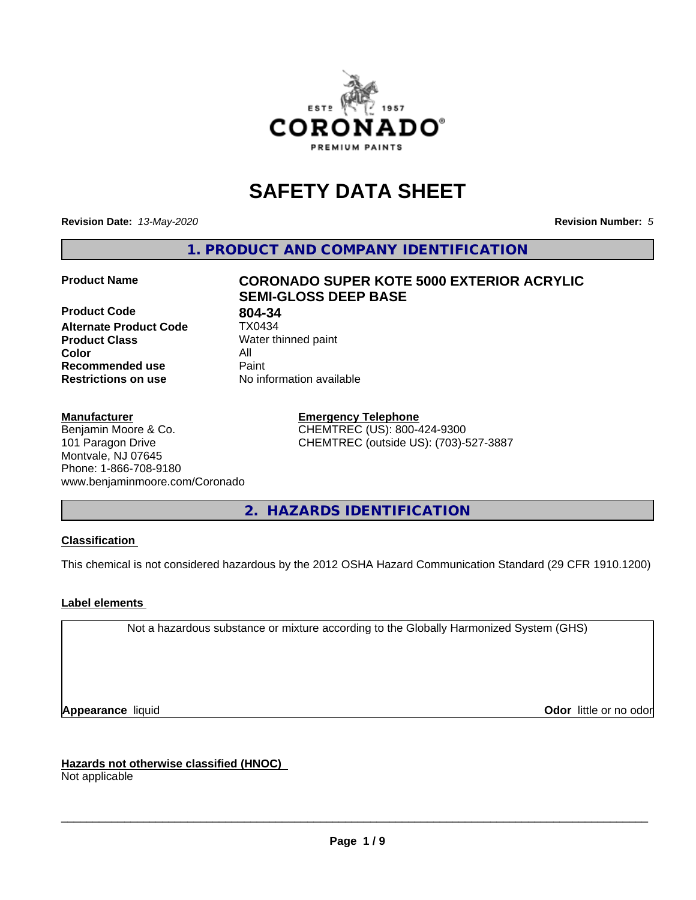# SAFETY DATA SHEET

**Revision Date:** *13-May-2020*

**Revision Number:** *5*

## 1. PRODUCT AND COMPANY IDENTIFICATION

| | |
|---|---|
| **Product Name** | **CORONADO SUPER KOTE 5000 EXTERIOR ACRYLIC SEMI-GLOSS DEEP BASE** |
| **Product Code** | **804-34** |
| **Alternate Product Code** | TX0434 |
| **Product Class** | Water thinned paint |
| **Color** | All |
| **Recommended use** | Paint |
| **Restrictions on use** | No information available |

**Manufacturer**
Benjamin Moore & Co.
101 Paragon Drive
Montvale, NJ 07645
Phone: 1-866-708-9180
www.benjaminmoore.com/Coronado

**Emergency Telephone**
CHEMTREC (US): 800-424-9300
CHEMTREC (outside US): (703)-527-3887

## 2. HAZARDS IDENTIFICATION

**Classification**

This chemical is not considered hazardous by the 2012 OSHA Hazard Communication Standard (29 CFR 1910.1200)

**Label elements**

Not a hazardous substance or mixture according to the Globally Harmonized System (GHS)

**Appearance** liquid

**Odor** little or no odor

**Hazards not otherwise classified (HNOC)**
Not applicable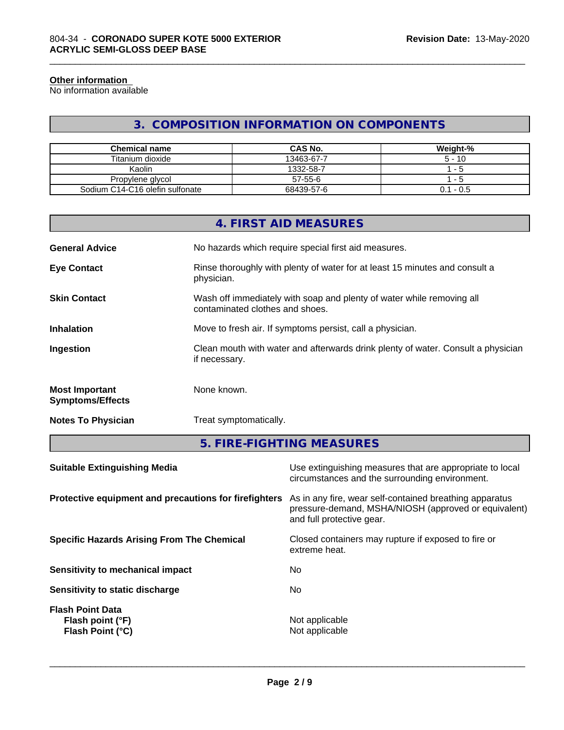#### Other information

No information available

## 3. COMPOSITION INFORMATION ON COMPONENTS

| Chemical name | CAS No. | Weight-% |
| --- | --- | --- |
| Titanium dioxide | 13463-67-7 | 5 - 10 |
| Kaolin | 1332-58-7 | 1 - 5 |
| Propylene glycol | 57-55-6 | 1 - 5 |
| Sodium C14-C16 olefin sulfonate | 68439-57-6 | 0.1 - 0.5 |

## 4. FIRST AID MEASURES

**General Advice** No hazards which require special first aid measures.

**Eye Contact** Rinse thoroughly with plenty of water for at least 15 minutes and consult a physician.

**Skin Contact** Wash off immediately with soap and plenty of water while removing all contaminated clothes and shoes.

**Inhalation** Move to fresh air. If symptoms persist, call a physician.

**Ingestion** Clean mouth with water and afterwards drink plenty of water. Consult a physician if necessary.

**Most Important Symptoms/Effects** None known.

**Notes To Physician** Treat symptomatically.

## 5. FIRE-FIGHTING MEASURES

**Suitable Extinguishing Media** Use extinguishing measures that are appropriate to local circumstances and the surrounding environment.

**Protective equipment and precautions for firefighters** As in any fire, wear self-contained breathing apparatus pressure-demand, MSHA/NIOSH (approved or equivalent) and full protective gear.

**Specific Hazards Arising From The Chemical** Closed containers may rupture if exposed to fire or extreme heat.

**Sensitivity to mechanical impact** No

**Sensitivity to static discharge** No

**Flash Point Data**
**Flash point (°F)** Not applicable
**Flash Point (°C)** Not applicable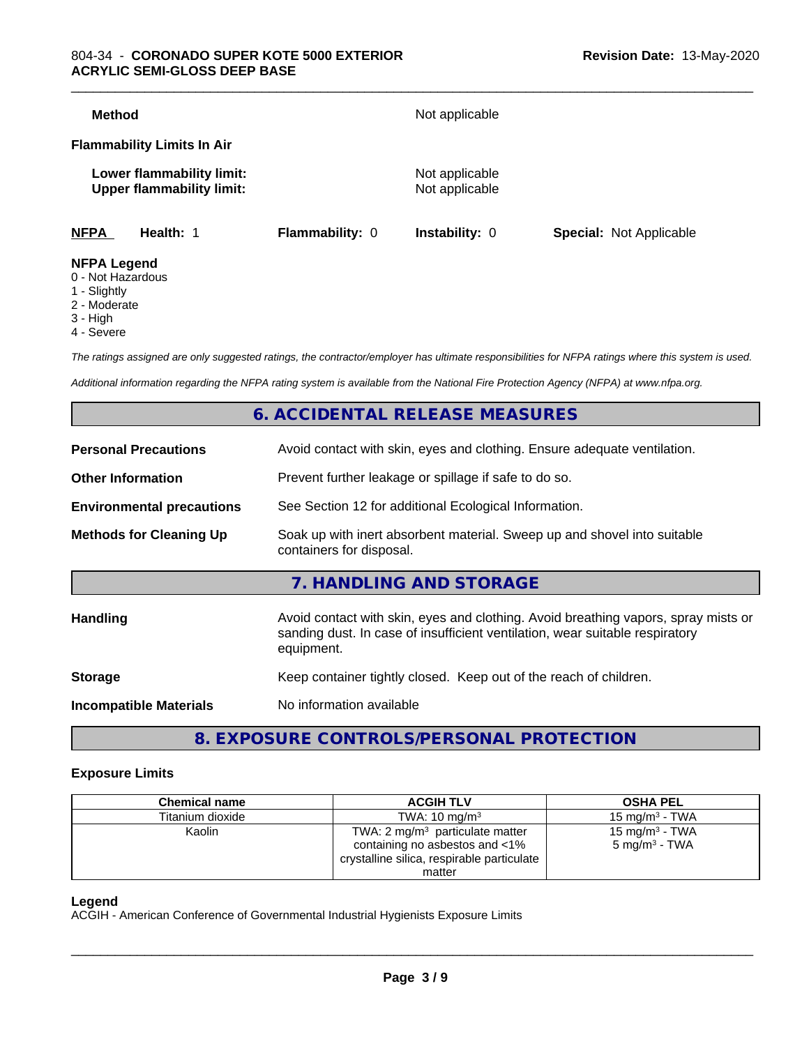**Method** Not applicable

**Flammability Limits In Air**

**Lower flammability limit:** Not applicable
**Upper flammability limit:** Not applicable

| NFPA | Health: 1 | Flammability: 0 | Instability: 0 | Special: Not Applicable |
|---|---|---|---|---|

**NFPA Legend**
0 - Not Hazardous
1 - Slightly
2 - Moderate
3 - High
4 - Severe

*The ratings assigned are only suggested ratings, the contractor/employer has ultimate responsibilities for NFPA ratings where this system is used.*

*Additional information regarding the NFPA rating system is available from the National Fire Protection Agency (NFPA) at www.nfpa.org.*

## 6. ACCIDENTAL RELEASE MEASURES

**Personal Precautions** Avoid contact with skin, eyes and clothing. Ensure adequate ventilation.

**Other Information** Prevent further leakage or spillage if safe to do so.

**Environmental precautions** See Section 12 for additional Ecological Information.

**Methods for Cleaning Up** Soak up with inert absorbent material. Sweep up and shovel into suitable containers for disposal.

## 7. HANDLING AND STORAGE

**Handling** Avoid contact with skin, eyes and clothing. Avoid breathing vapors, spray mists or sanding dust. In case of insufficient ventilation, wear suitable respiratory equipment.

**Storage** Keep container tightly closed. Keep out of the reach of children.

**Incompatible Materials** No information available

## 8. EXPOSURE CONTROLS/PERSONAL PROTECTION

### Exposure Limits

| Chemical name | ACGIH TLV | OSHA PEL |
|---|---|---|
| Titanium dioxide | TWA: 10 mg/m³ | 15 mg/m³ - TWA |
| Kaolin | TWA: 2 mg/m³ particulate matter containing no asbestos and <1% crystalline silica, respirable particulate matter | 15 mg/m³ - TWA<br>5 mg/m³ - TWA |

**Legend**
ACGIH - American Conference of Governmental Industrial Hygienists Exposure Limits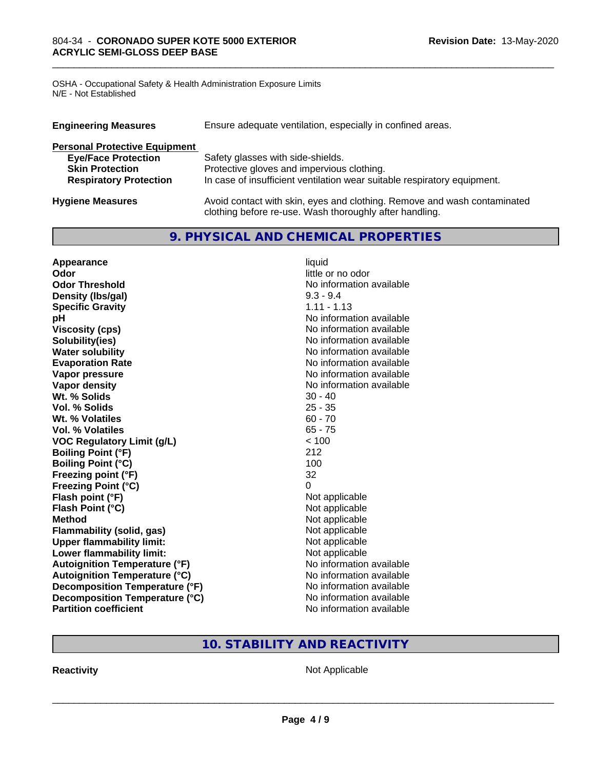OSHA - Occupational Safety & Health Administration Exposure Limits
N/E - Not Established

**Engineering Measures** Ensure adequate ventilation, especially in confined areas.

**Personal Protective Equipment**

| | |
|---|---|
| **Eye/Face Protection** | Safety glasses with side-shields. |
| **Skin Protection** | Protective gloves and impervious clothing. |
| **Respiratory Protection** | In case of insufficient ventilation wear suitable respiratory equipment. |

**Hygiene Measures** Avoid contact with skin, eyes and clothing. Remove and wash contaminated clothing before re-use. Wash thoroughly after handling.

## 9. PHYSICAL AND CHEMICAL PROPERTIES

| | |
|---|---|
| **Appearance** | liquid |
| **Odor** | little or no odor |
| **Odor Threshold** | No information available |
| **Density (lbs/gal)** | 9.3 - 9.4 |
| **Specific Gravity** | 1.11 - 1.13 |
| **pH** | No information available |
| **Viscosity (cps)** | No information available |
| **Solubility(ies)** | No information available |
| **Water solubility** | No information available |
| **Evaporation Rate** | No information available |
| **Vapor pressure** | No information available |
| **Vapor density** | No information available |
| **Wt. % Solids** | 30 - 40 |
| **Vol. % Solids** | 25 - 35 |
| **Wt. % Volatiles** | 60 - 70 |
| **Vol. % Volatiles** | 65 - 75 |
| **VOC Regulatory Limit (g/L)** | < 100 |
| **Boiling Point (°F)** | 212 |
| **Boiling Point (°C)** | 100 |
| **Freezing point (°F)** | 32 |
| **Freezing Point (°C)** | 0 |
| **Flash point (°F)** | Not applicable |
| **Flash Point (°C)** | Not applicable |
| **Method** | Not applicable |
| **Flammability (solid, gas)** | Not applicable |
| **Upper flammability limit:** | Not applicable |
| **Lower flammability limit:** | Not applicable |
| **Autoignition Temperature (°F)** | No information available |
| **Autoignition Temperature (°C)** | No information available |
| **Decomposition Temperature (°F)** | No information available |
| **Decomposition Temperature (°C)** | No information available |
| **Partition coefficient** | No information available |

## 10. STABILITY AND REACTIVITY

**Reactivity** Not Applicable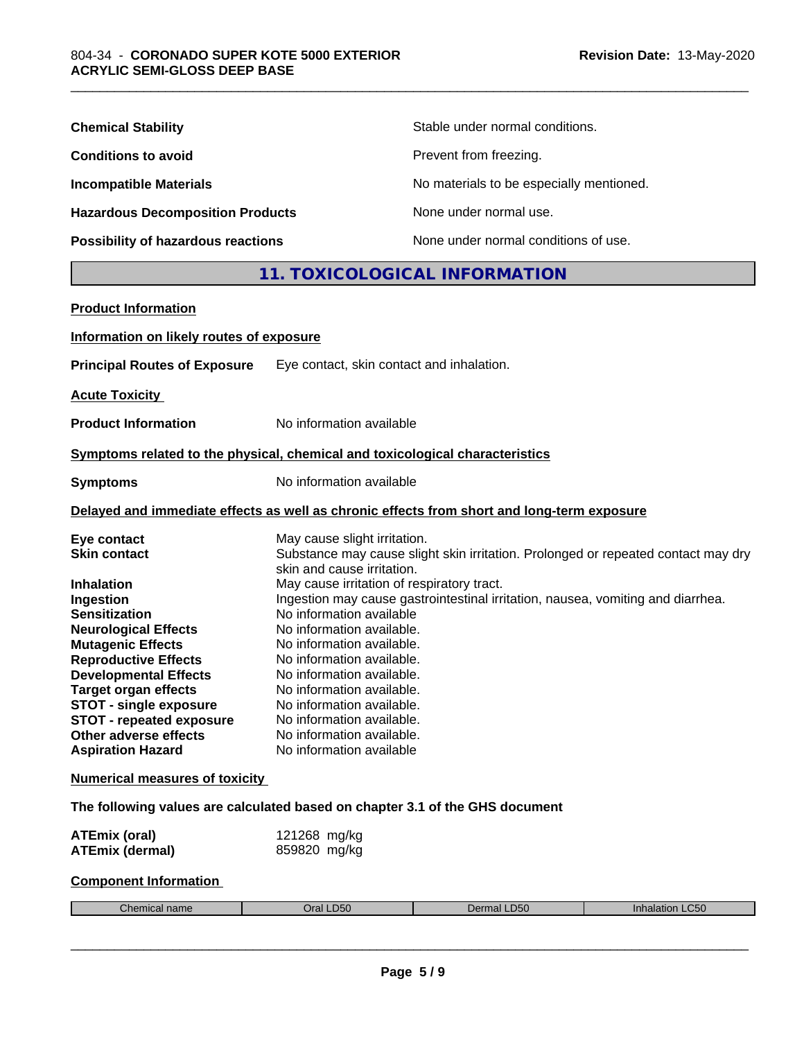| | |
|---|---|
| **Chemical Stability** | Stable under normal conditions. |
| **Conditions to avoid** | Prevent from freezing. |
| **Incompatible Materials** | No materials to be especially mentioned. |
| **Hazardous Decomposition Products** | None under normal use. |
| **Possibility of hazardous reactions** | None under normal conditions of use. |

## 11. TOXICOLOGICAL INFORMATION

**Product Information**

**Information on likely routes of exposure**

**Principal Routes of Exposure** Eye contact, skin contact and inhalation.

**Acute Toxicity**

**Product Information** No information available

**Symptoms related to the physical, chemical and toxicological characteristics**

**Symptoms** No information available

**Delayed and immediate effects as well as chronic effects from short and long-term exposure**

| | |
|---|---|
| **Eye contact** | May cause slight irritation. |
| **Skin contact** | Substance may cause slight skin irritation. Prolonged or repeated contact may dry skin and cause irritation. |
| **Inhalation** | May cause irritation of respiratory tract. |
| **Ingestion** | Ingestion may cause gastrointestinal irritation, nausea, vomiting and diarrhea. |
| **Sensitization** | No information available |
| **Neurological Effects** | No information available. |
| **Mutagenic Effects** | No information available. |
| **Reproductive Effects** | No information available. |
| **Developmental Effects** | No information available. |
| **Target organ effects** | No information available. |
| **STOT - single exposure** | No information available. |
| **STOT - repeated exposure** | No information available. |
| **Other adverse effects** | No information available. |
| **Aspiration Hazard** | No information available |

**Numerical measures of toxicity**

**The following values are calculated based on chapter 3.1 of the GHS document**

| | |
|---|---|
| **ATEmix (oral)** | 121268 mg/kg |
| **ATEmix (dermal)** | 859820 mg/kg |

**Component Information**

| Chemical name | Oral LD50 | Dermal LD50 | Inhalation LC50 |
|---|---|---|---|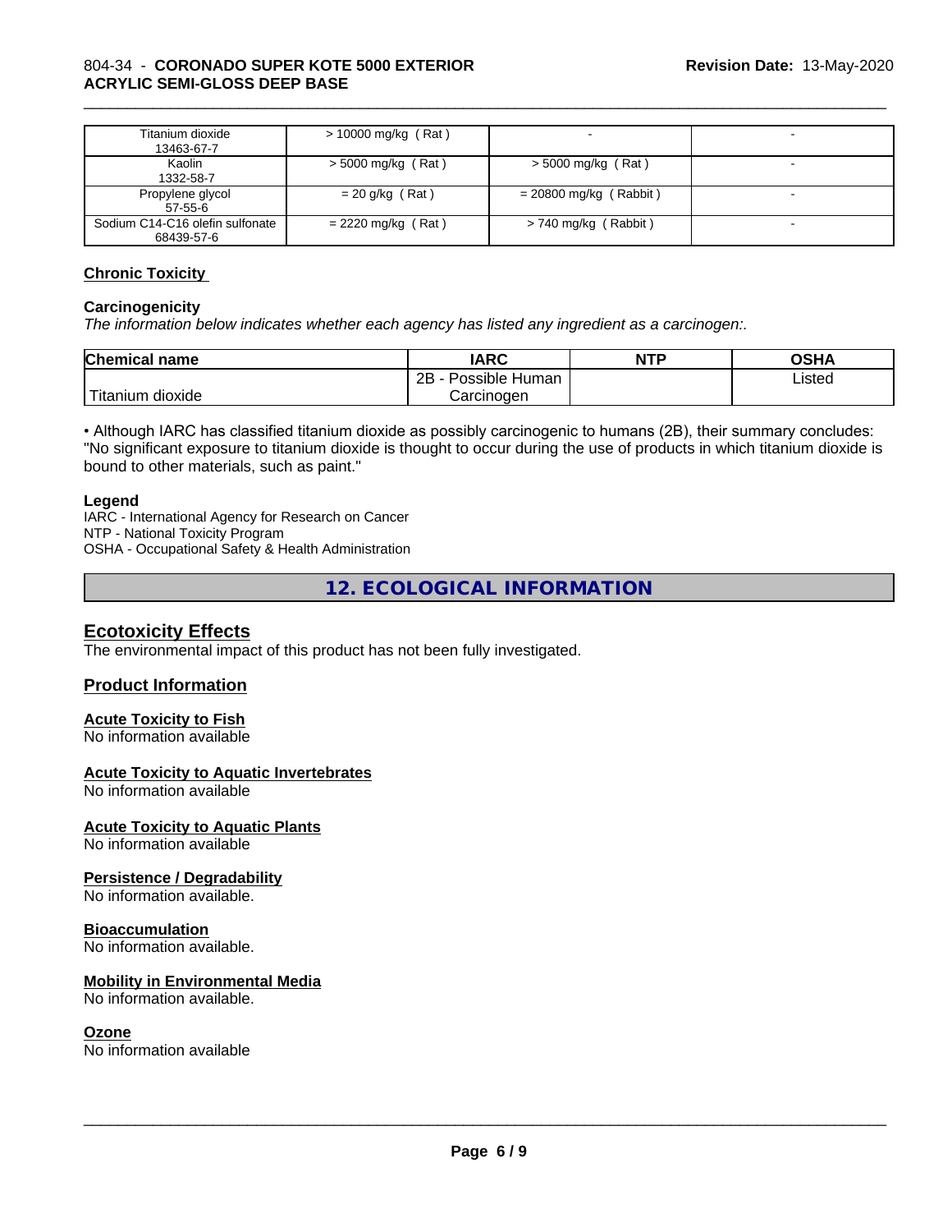| Titanium dioxide 13463-67-7 | > 10000 mg/kg ( Rat ) | - | - |
|---|---|---|---|
| Kaolin 1332-58-7 | > 5000 mg/kg ( Rat ) | > 5000 mg/kg ( Rat ) | - |
| Propylene glycol 57-55-6 | = 20 g/kg ( Rat ) | = 20800 mg/kg ( Rabbit ) | - |
| Sodium C14-C16 olefin sulfonate 68439-57-6 | = 2220 mg/kg ( Rat ) | > 740 mg/kg ( Rabbit ) | - |

**Chronic Toxicity**

**Carcinogenicity**

*The information below indicates whether each agency has listed any ingredient as a carcinogen:.*

| Chemical name | IARC | NTP | OSHA |
|---|---|---|---|
| Titanium dioxide | 2B - Possible Human Carcinogen | | Listed |

• Although IARC has classified titanium dioxide as possibly carcinogenic to humans (2B), their summary concludes: "No significant exposure to titanium dioxide is thought to occur during the use of products in which titanium dioxide is bound to other materials, such as paint."

**Legend**

IARC - International Agency for Research on Cancer
NTP - National Toxicity Program
OSHA - Occupational Safety & Health Administration

## 12. ECOLOGICAL INFORMATION

### Ecotoxicity Effects

The environmental impact of this product has not been fully investigated.

### Product Information

**Acute Toxicity to Fish**

No information available

**Acute Toxicity to Aquatic Invertebrates**

No information available

**Acute Toxicity to Aquatic Plants**

No information available

**Persistence / Degradability**

No information available.

**Bioaccumulation**

No information available.

**Mobility in Environmental Media**

No information available.

**Ozone**

No information available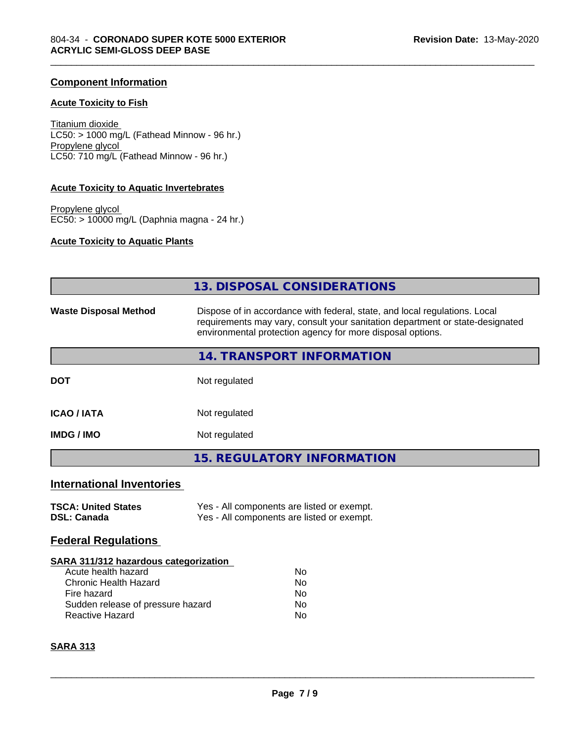## Component Information

### Acute Toxicity to Fish

Titanium dioxide
LC50: > 1000 mg/L (Fathead Minnow - 96 hr.)
Propylene glycol
LC50: 710 mg/L (Fathead Minnow - 96 hr.)

### Acute Toxicity to Aquatic Invertebrates

Propylene glycol
EC50: > 10000 mg/L (Daphnia magna - 24 hr.)

### Acute Toxicity to Aquatic Plants

## 13. DISPOSAL CONSIDERATIONS

| | |
|---|---|
| **Waste Disposal Method** | Dispose of in accordance with federal, state, and local regulations. Local requirements may vary, consult your sanitation department or state-designated environmental protection agency for more disposal options. |

## 14. TRANSPORT INFORMATION

| | |
|---|---|
| **DOT** | Not regulated |
| **ICAO / IATA** | Not regulated |
| **IMDG / IMO** | Not regulated |

## 15. REGULATORY INFORMATION

### International Inventories

| | |
|---|---|
| **TSCA: United States** | Yes - All components are listed or exempt. |
| **DSL: Canada** | Yes - All components are listed or exempt. |

### Federal Regulations

**SARA 311/312 hazardous categorization**

| | |
|---|---|
| Acute health hazard | No |
| Chronic Health Hazard | No |
| Fire hazard | No |
| Sudden release of pressure hazard | No |
| Reactive Hazard | No |

**SARA 313**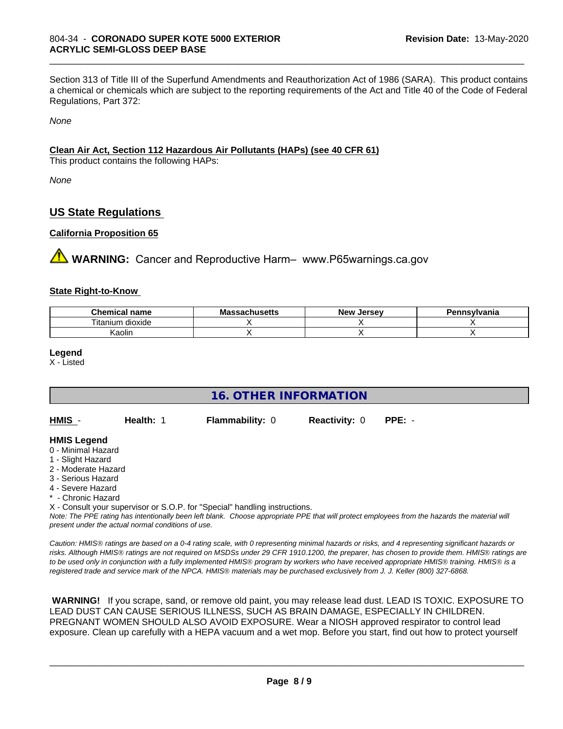Section 313 of Title III of the Superfund Amendments and Reauthorization Act of 1986 (SARA). This product contains a chemical or chemicals which are subject to the reporting requirements of the Act and Title 40 of the Code of Federal Regulations, Part 372:

*None*

**Clean Air Act, Section 112 Hazardous Air Pollutants (HAPs) (see 40 CFR 61)**

This product contains the following HAPs:

*None*

## US State Regulations

**California Proposition 65**

⚠ **WARNING:** Cancer and Reproductive Harm– www.P65warnings.ca.gov

**State Right-to-Know**

| Chemical name | Massachusetts | New Jersey | Pennsylvania |
|---|---|---|---|
| Titanium dioxide | X | X | X |
| Kaolin | X | X | X |

**Legend**

X - Listed

## 16. OTHER INFORMATION

**HMIS** - **Health:** 1 **Flammability:** 0 **Reactivity:** 0 **PPE:** -

**HMIS Legend**

- 0 - Minimal Hazard
- 1 - Slight Hazard
- 2 - Moderate Hazard
- 3 - Serious Hazard
- 4 - Severe Hazard
- * - Chronic Hazard

X - Consult your supervisor or S.O.P. for "Special" handling instructions.

*Note: The PPE rating has intentionally been left blank. Choose appropriate PPE that will protect employees from the hazards the material will present under the actual normal conditions of use.*

*Caution: HMIS® ratings are based on a 0-4 rating scale, with 0 representing minimal hazards or risks, and 4 representing significant hazards or risks. Although HMIS® ratings are not required on MSDSs under 29 CFR 1910.1200, the preparer, has chosen to provide them. HMIS® ratings are to be used only in conjunction with a fully implemented HMIS® program by workers who have received appropriate HMIS® training. HMIS® is a registered trade and service mark of the NPCA. HMIS® materials may be purchased exclusively from J. J. Keller (800) 327-6868.*

**WARNING!** If you scrape, sand, or remove old paint, you may release lead dust. LEAD IS TOXIC. EXPOSURE TO LEAD DUST CAN CAUSE SERIOUS ILLNESS, SUCH AS BRAIN DAMAGE, ESPECIALLY IN CHILDREN. PREGNANT WOMEN SHOULD ALSO AVOID EXPOSURE. Wear a NIOSH approved respirator to control lead exposure. Clean up carefully with a HEPA vacuum and a wet mop. Before you start, find out how to protect yourself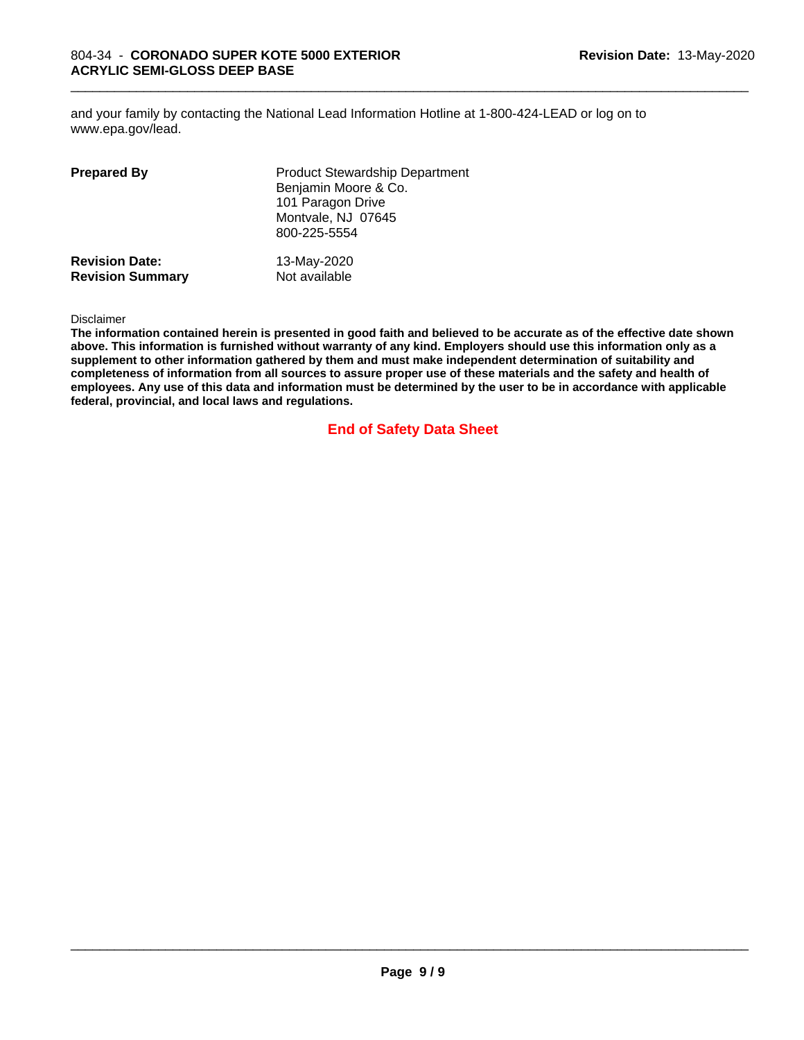and your family by contacting the National Lead Information Hotline at 1-800-424-LEAD or log on to www.epa.gov/lead.

| | |
|---|---|
| **Prepared By** | Product Stewardship Department<br>Benjamin Moore & Co.<br>101 Paragon Drive<br>Montvale, NJ 07645<br>800-225-5554 |
| **Revision Date:** | 13-May-2020 |
| **Revision Summary** | Not available |

Disclaimer

**The information contained herein is presented in good faith and believed to be accurate as of the effective date shown above. This information is furnished without warranty of any kind. Employers should use this information only as a supplement to other information gathered by them and must make independent determination of suitability and completeness of information from all sources to assure proper use of these materials and the safety and health of employees. Any use of this data and information must be determined by the user to be in accordance with applicable federal, provincial, and local laws and regulations.**

**End of Safety Data Sheet**